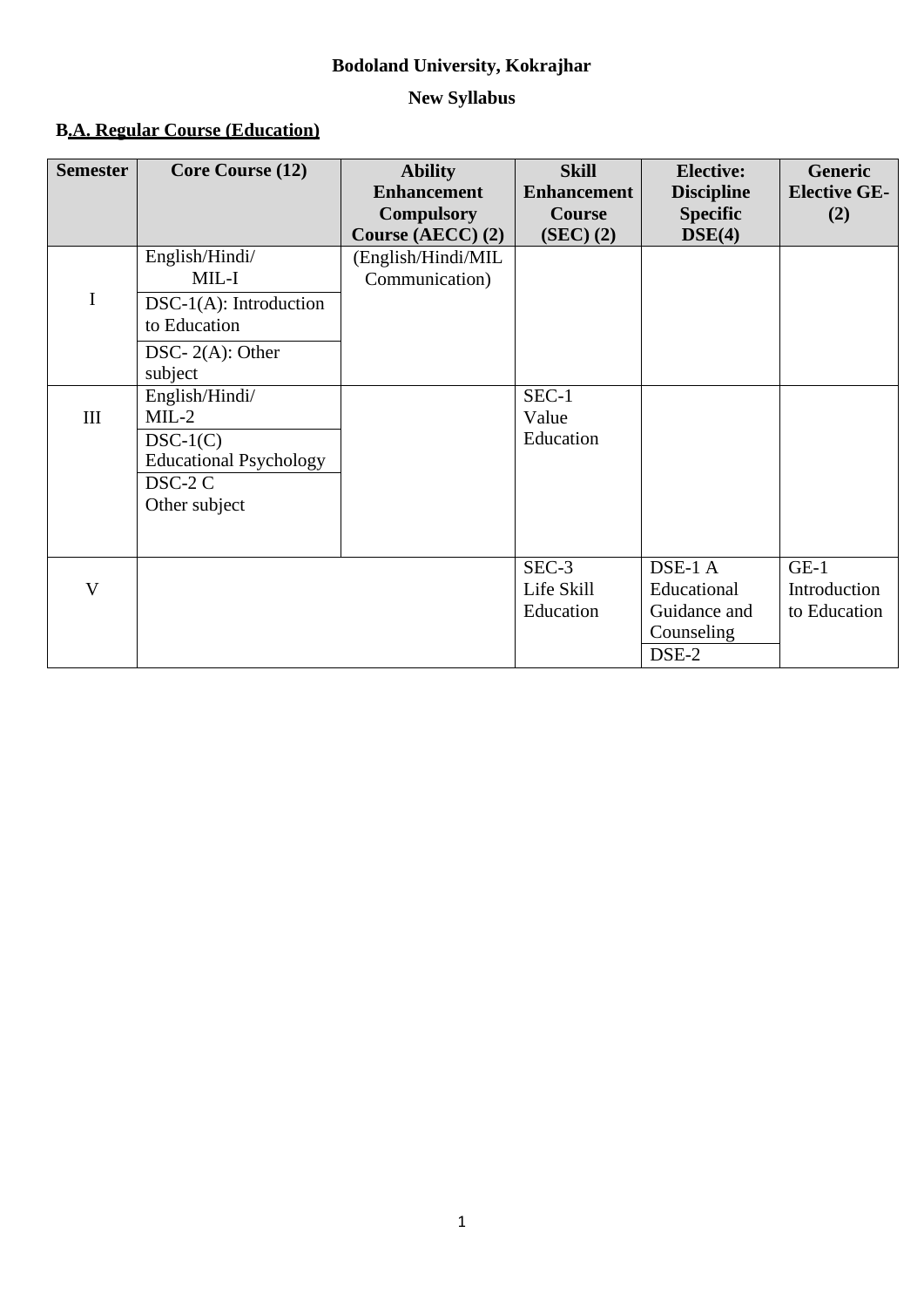**Bodoland University, Kokrajhar**

**New Syllabus**

**B.A. Regular Course (Education)**

| Semester | Core Course (12) | Ability Enhancement Compulsory Course (AECC) (2) | Skill Enhancement Course (SEC) (2) | Elective: Discipline Specific DSE(4) | Generic Elective GE-(2) |
|---|---|---|---|---|---|
| I | English/Hindi/ MIL-I | (English/Hindi/MIL Communication) | | | |
| | DSC-1(A): Introduction to Education | | | | |
| | DSC- 2(A): Other subject | | | | |
| III | English/Hindi/ MIL-2 | | SEC-1 Value Education | | |
| | DSC-1(C) Educational Psychology | | | | |
| | DSC-2 C Other subject | | | | |
| V | | | SEC-3 Life Skill Education | DSE-1 A Educational Guidance and Counseling | GE-1 Introduction to Education |
| | | | | DSE-2 | |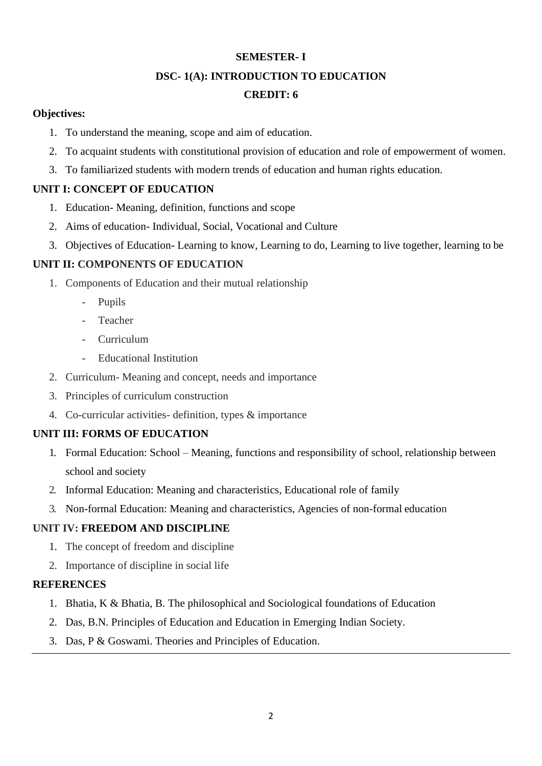**SEMESTER- I**

**DSC- 1(A): INTRODUCTION TO EDUCATION**

**CREDIT: 6**

**Objectives:**

1. To understand the meaning, scope and aim of education.
2. To acquaint students with constitutional provision of education and role of empowerment of women.
3. To familiarized students with modern trends of education and human rights education.

**UNIT I: CONCEPT OF EDUCATION**

1. Education- Meaning, definition, functions and scope
2. Aims of education- Individual, Social, Vocational and Culture
3. Objectives of Education- Learning to know, Learning to do, Learning to live together, learning to be

**UNIT II: COMPONENTS OF EDUCATION**

1. Components of Education and their mutual relationship
    - Pupils
    - Teacher
    - Curriculum
    - Educational Institution
2. Curriculum- Meaning and concept, needs and importance
3. Principles of curriculum construction
4. Co-curricular activities- definition, types & importance

**UNIT III: FORMS OF EDUCATION**

1. Formal Education: School – Meaning, functions and responsibility of school, relationship between school and society
2. Informal Education: Meaning and characteristics, Educational role of family
3. Non-formal Education: Meaning and characteristics, Agencies of non-formal education

**UNIT IV: FREEDOM AND DISCIPLINE**

1. The concept of freedom and discipline
2. Importance of discipline in social life

**REFERENCES**

1. Bhatia, K & Bhatia, B. The philosophical and Sociological foundations of Education
2. Das, B.N. Principles of Education and Education in Emerging Indian Society.
3. Das, P & Goswami. Theories and Principles of Education.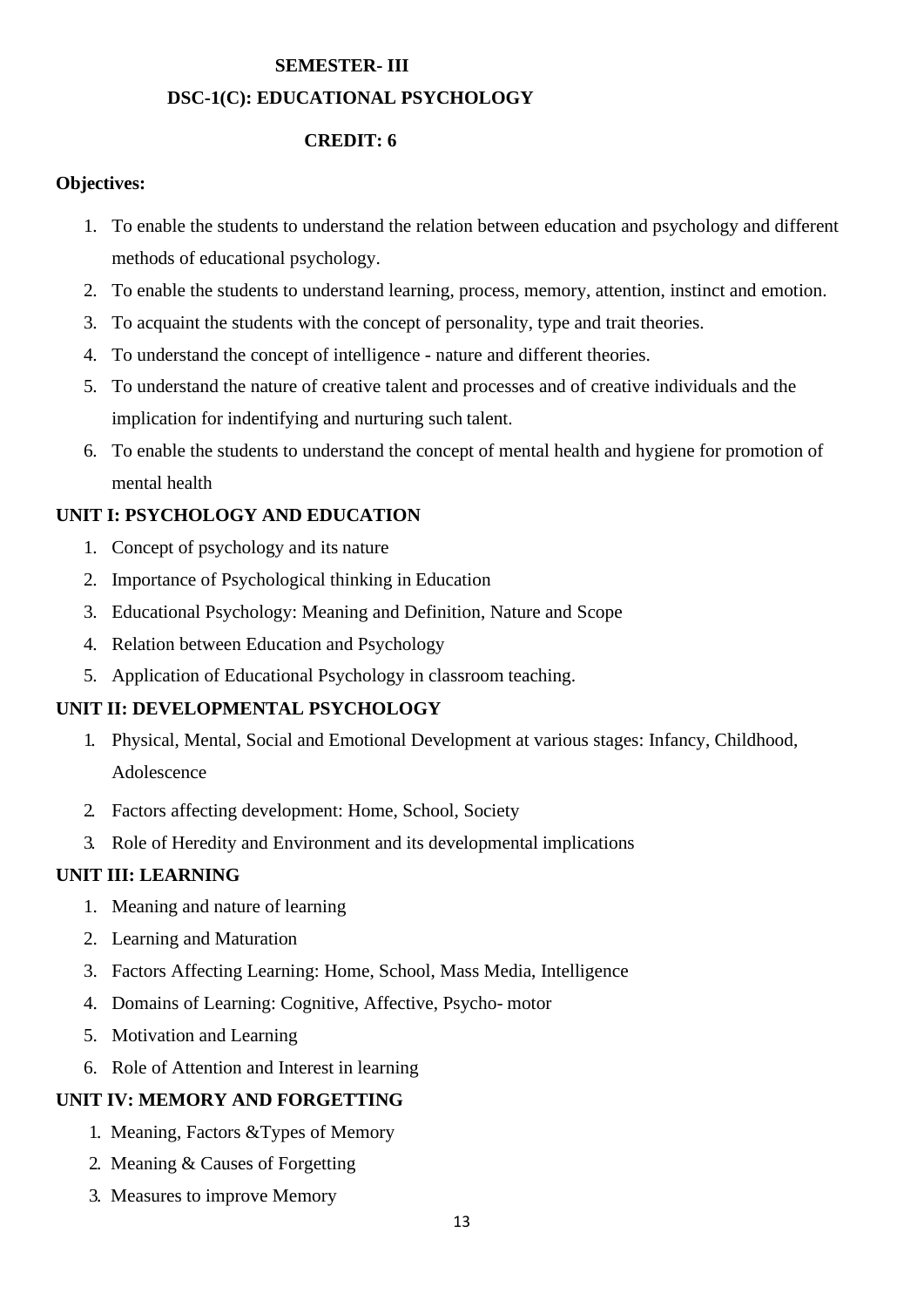## SEMESTER- III

## DSC-1(C): EDUCATIONAL PSYCHOLOGY

### CREDIT: 6

**Objectives:**

1. To enable the students to understand the relation between education and psychology and different methods of educational psychology.
2. To enable the students to understand learning, process, memory, attention, instinct and emotion.
3. To acquaint the students with the concept of personality, type and trait theories.
4. To understand the concept of intelligence - nature and different theories.
5. To understand the nature of creative talent and processes and of creative individuals and the implication for indentifying and nurturing such talent.
6. To enable the students to understand the concept of mental health and hygiene for promotion of mental health

**UNIT I: PSYCHOLOGY AND EDUCATION**

1. Concept of psychology and its nature
2. Importance of Psychological thinking in Education
3. Educational Psychology: Meaning and Definition, Nature and Scope
4. Relation between Education and Psychology
5. Application of Educational Psychology in classroom teaching.

**UNIT II: DEVELOPMENTAL PSYCHOLOGY**

1. Physical, Mental, Social and Emotional Development at various stages: Infancy, Childhood, Adolescence
2. Factors affecting development: Home, School, Society
3. Role of Heredity and Environment and its developmental implications

**UNIT III: LEARNING**

1. Meaning and nature of learning
2. Learning and Maturation
3. Factors Affecting Learning: Home, School, Mass Media, Intelligence
4. Domains of Learning: Cognitive, Affective, Psycho- motor
5. Motivation and Learning
6. Role of Attention and Interest in learning

**UNIT IV: MEMORY AND FORGETTING**

1. Meaning, Factors &Types of Memory
2. Meaning & Causes of Forgetting
3. Measures to improve Memory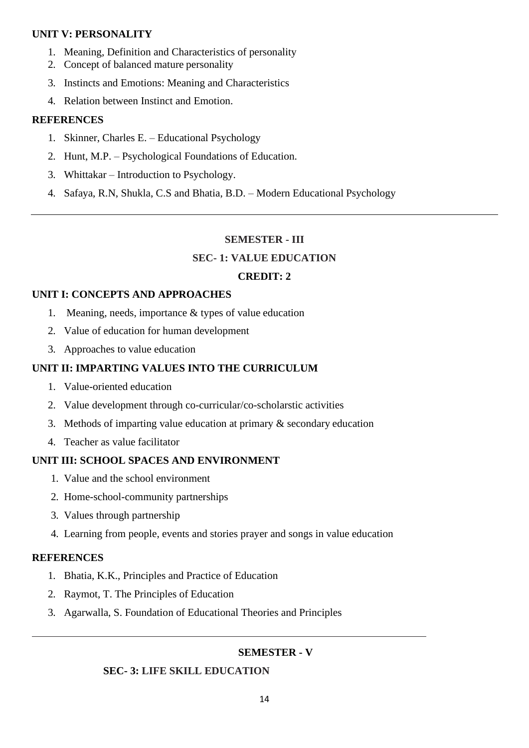**UNIT V: PERSONALITY**

1. Meaning, Definition and Characteristics of personality
2. Concept of balanced mature personality
3. Instincts and Emotions: Meaning and Characteristics
4. Relation between Instinct and Emotion.

**REFERENCES**

1. Skinner, Charles E. – Educational Psychology
2. Hunt, M.P. – Psychological Foundations of Education.
3. Whittakar – Introduction to Psychology.
4. Safaya, R.N, Shukla, C.S and Bhatia, B.D. – Modern Educational Psychology

---

**SEMESTER - III**

**SEC- 1: VALUE EDUCATION**

**CREDIT: 2**

**UNIT I: CONCEPTS AND APPROACHES**

1. Meaning, needs, importance & types of value education
2. Value of education for human development
3. Approaches to value education

**UNIT II: IMPARTING VALUES INTO THE CURRICULUM**

1. Value-oriented education
2. Value development through co-curricular/co-scholarstic activities
3. Methods of imparting value education at primary & secondary education
4. Teacher as value facilitator

**UNIT III: SCHOOL SPACES AND ENVIRONMENT**

1. Value and the school environment
2. Home-school-community partnerships
3. Values through partnership
4. Learning from people, events and stories prayer and songs in value education

**REFERENCES**

1. Bhatia, K.K., Principles and Practice of Education
2. Raymot, T. The Principles of Education
3. Agarwalla, S. Foundation of Educational Theories and Principles

---

**SEMESTER - V**

**SEC- 3: LIFE SKILL EDUCATION**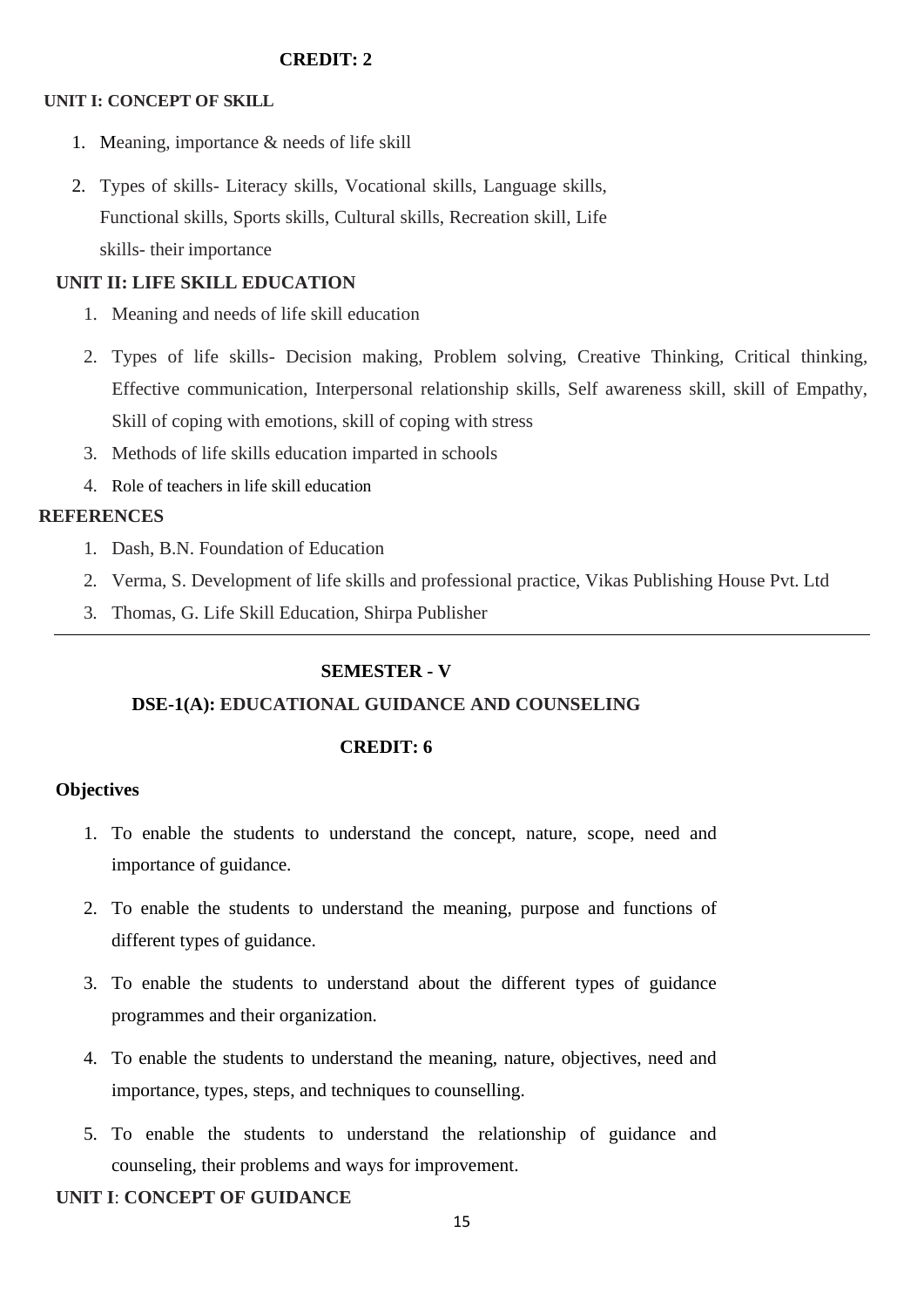**CREDIT: 2**

**UNIT I: CONCEPT OF SKILL**

1. Meaning, importance & needs of life skill
2. Types of skills- Literacy skills, Vocational skills, Language skills, Functional skills, Sports skills, Cultural skills, Recreation skill, Life skills- their importance

**UNIT II: LIFE SKILL EDUCATION**

1. Meaning and needs of life skill education
2. Types of life skills- Decision making, Problem solving, Creative Thinking, Critical thinking, Effective communication, Interpersonal relationship skills, Self awareness skill, skill of Empathy, Skill of coping with emotions, skill of coping with stress
3. Methods of life skills education imparted in schools
4. Role of teachers in life skill education

**REFERENCES**

1. Dash, B.N. Foundation of Education
2. Verma, S. Development of life skills and professional practice, Vikas Publishing House Pvt. Ltd
3. Thomas, G. Life Skill Education, Shirpa Publisher

---

## SEMESTER - V

### DSE-1(A): EDUCATIONAL GUIDANCE AND COUNSELING

**CREDIT: 6**

**Objectives**

1. To enable the students to understand the concept, nature, scope, need and importance of guidance.
2. To enable the students to understand the meaning, purpose and functions of different types of guidance.
3. To enable the students to understand about the different types of guidance programmes and their organization.
4. To enable the students to understand the meaning, nature, objectives, need and importance, types, steps, and techniques to counselling.
5. To enable the students to understand the relationship of guidance and counseling, their problems and ways for improvement.

**UNIT I**: **CONCEPT OF GUIDANCE**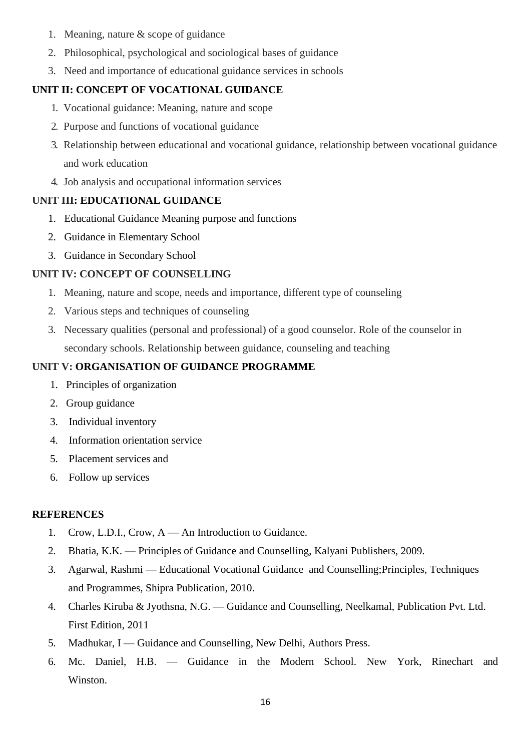1. Meaning, nature & scope of guidance
2. Philosophical, psychological and sociological bases of guidance
3. Need and importance of educational guidance services in schools

**UNIT II: CONCEPT OF VOCATIONAL GUIDANCE**

1. Vocational guidance: Meaning, nature and scope
2. Purpose and functions of vocational guidance
3. Relationship between educational and vocational guidance, relationship between vocational guidance and work education
4. Job analysis and occupational information services

**UNIT III: EDUCATIONAL GUIDANCE**

1. Educational Guidance Meaning purpose and functions
2. Guidance in Elementary School
3. Guidance in Secondary School

**UNIT IV: CONCEPT OF COUNSELLING**

1. Meaning, nature and scope, needs and importance, different type of counseling
2. Various steps and techniques of counseling
3. Necessary qualities (personal and professional) of a good counselor. Role of the counselor in secondary schools. Relationship between guidance, counseling and teaching

**UNIT V: ORGANISATION OF GUIDANCE PROGRAMME**

1. Principles of organization
2. Group guidance
3. Individual inventory
4. Information orientation service
5. Placement services and
6. Follow up services

**REFERENCES**

1. Crow, L.D.I., Crow, A — An Introduction to Guidance.
2. Bhatia, K.K. — Principles of Guidance and Counselling, Kalyani Publishers, 2009.
3. Agarwal, Rashmi — Educational Vocational Guidance and Counselling;Principles, Techniques and Programmes, Shipra Publication, 2010.
4. Charles Kiruba & Jyothsna, N.G. — Guidance and Counselling, Neelkamal, Publication Pvt. Ltd. First Edition, 2011
5. Madhukar, I — Guidance and Counselling, New Delhi, Authors Press.
6. Mc. Daniel, H.B. — Guidance in the Modern School. New York, Rinechart and Winston.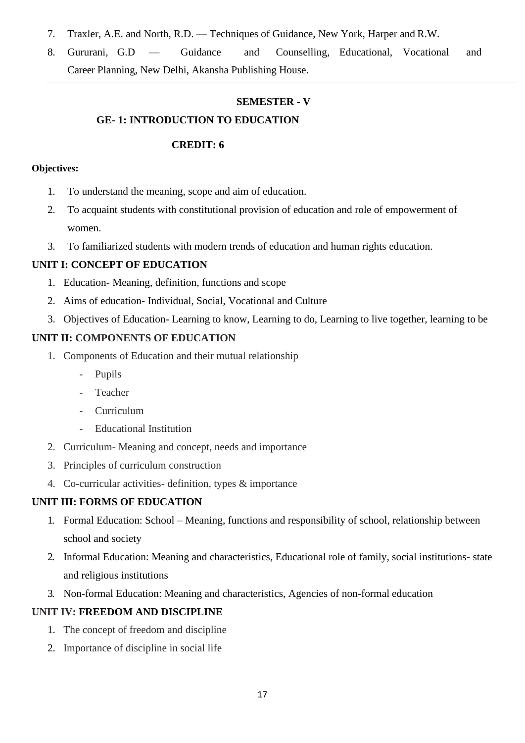7. Traxler, A.E. and North, R.D. — Techniques of Guidance, New York, Harper and R.W.
8. Gururani, G.D — Guidance and Counselling, Educational, Vocational and Career Planning, New Delhi, Akansha Publishing House.

---

## SEMESTER - V

## GE- 1: INTRODUCTION TO EDUCATION

**CREDIT: 6**

**Objectives:**

1. To understand the meaning, scope and aim of education.
2. To acquaint students with constitutional provision of education and role of empowerment of women.
3. To familiarized students with modern trends of education and human rights education.

### UNIT I: CONCEPT OF EDUCATION

1. Education- Meaning, definition, functions and scope
2. Aims of education- Individual, Social, Vocational and Culture
3. Objectives of Education- Learning to know, Learning to do, Learning to live together, learning to be

### UNIT II: COMPONENTS OF EDUCATION

1. Components of Education and their mutual relationship
   - Pupils
   - Teacher
   - Curriculum
   - Educational Institution
2. Curriculum- Meaning and concept, needs and importance
3. Principles of curriculum construction
4. Co-curricular activities- definition, types & importance

### UNIT III: FORMS OF EDUCATION

1. Formal Education: School – Meaning, functions and responsibility of school, relationship between school and society
2. Informal Education: Meaning and characteristics, Educational role of family, social institutions- state and religious institutions
3. Non-formal Education: Meaning and characteristics, Agencies of non-formal education

### UNIT IV: FREEDOM AND DISCIPLINE

1. The concept of freedom and discipline
2. Importance of discipline in social life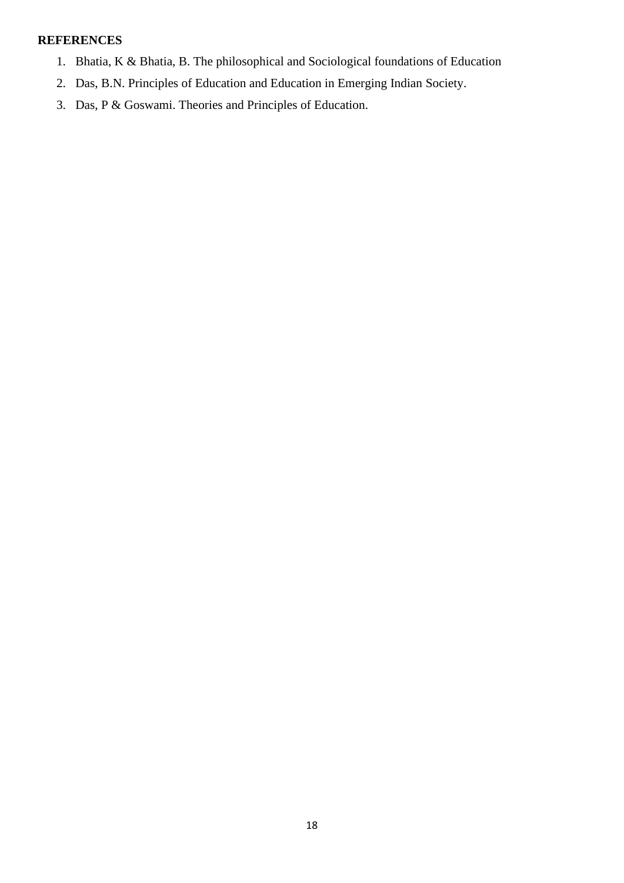**REFERENCES**

1. Bhatia, K & Bhatia, B. The philosophical and Sociological foundations of Education
2. Das, B.N. Principles of Education and Education in Emerging Indian Society.
3. Das, P & Goswami. Theories and Principles of Education.